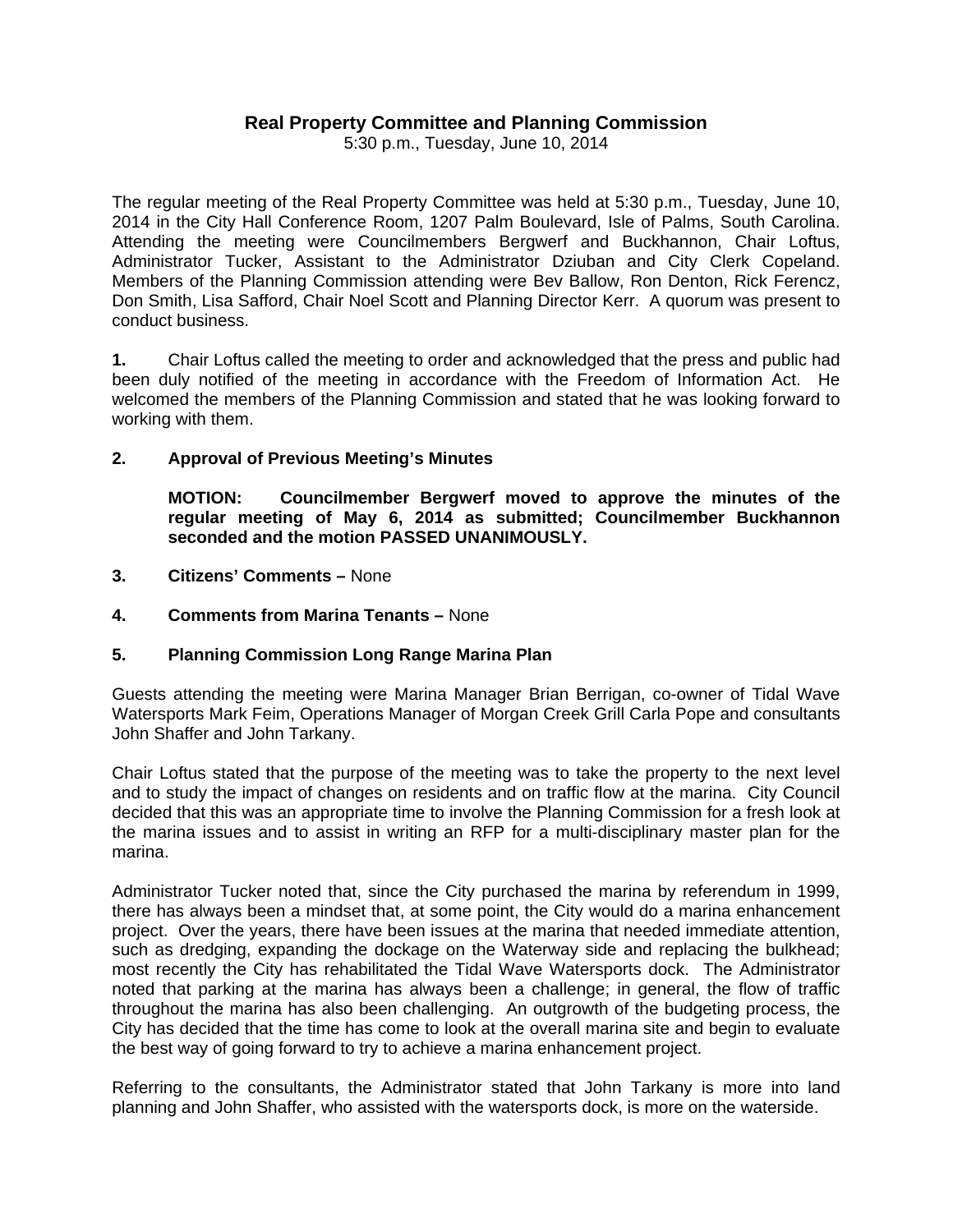# Real Property Committee and Planning Commission

5:30 p.m., Tuesday, June 10, 2014

The regular meeting of the Real Property Committee was held at 5:30 p.m., Tuesday, June 10, 2014 in the City Hall Conference Room, 1207 Palm Boulevard, Isle of Palms, South Carolina. Attending the meeting were Councilmembers Bergwerf and Buckhannon, Chair Loftus, Administrator Tucker, Assistant to the Administrator Dziuban and City Clerk Copeland. Members of the Planning Commission attending were Bev Ballow, Ron Denton, Rick Ferencz, Don Smith, Lisa Safford, Chair Noel Scott and Planning Director Kerr. A quorum was present to conduct business.

**1.** Chair Loftus called the meeting to order and acknowledged that the press and public had been duly notified of the meeting in accordance with the Freedom of Information Act. He welcomed the members of the Planning Commission and stated that he was looking forward to working with them.

**2. Approval of Previous Meeting's Minutes**

**MOTION: Councilmember Bergwerf moved to approve the minutes of the regular meeting of May 6, 2014 as submitted; Councilmember Buckhannon seconded and the motion PASSED UNANIMOUSLY.**

**3. Citizens' Comments –** None

**4. Comments from Marina Tenants –** None

**5. Planning Commission Long Range Marina Plan**

Guests attending the meeting were Marina Manager Brian Berrigan, co-owner of Tidal Wave Watersports Mark Feim, Operations Manager of Morgan Creek Grill Carla Pope and consultants John Shaffer and John Tarkany.

Chair Loftus stated that the purpose of the meeting was to take the property to the next level and to study the impact of changes on residents and on traffic flow at the marina. City Council decided that this was an appropriate time to involve the Planning Commission for a fresh look at the marina issues and to assist in writing an RFP for a multi-disciplinary master plan for the marina.

Administrator Tucker noted that, since the City purchased the marina by referendum in 1999, there has always been a mindset that, at some point, the City would do a marina enhancement project. Over the years, there have been issues at the marina that needed immediate attention, such as dredging, expanding the dockage on the Waterway side and replacing the bulkhead; most recently the City has rehabilitated the Tidal Wave Watersports dock. The Administrator noted that parking at the marina has always been a challenge; in general, the flow of traffic throughout the marina has also been challenging. An outgrowth of the budgeting process, the City has decided that the time has come to look at the overall marina site and begin to evaluate the best way of going forward to try to achieve a marina enhancement project.

Referring to the consultants, the Administrator stated that John Tarkany is more into land planning and John Shaffer, who assisted with the watersports dock, is more on the waterside.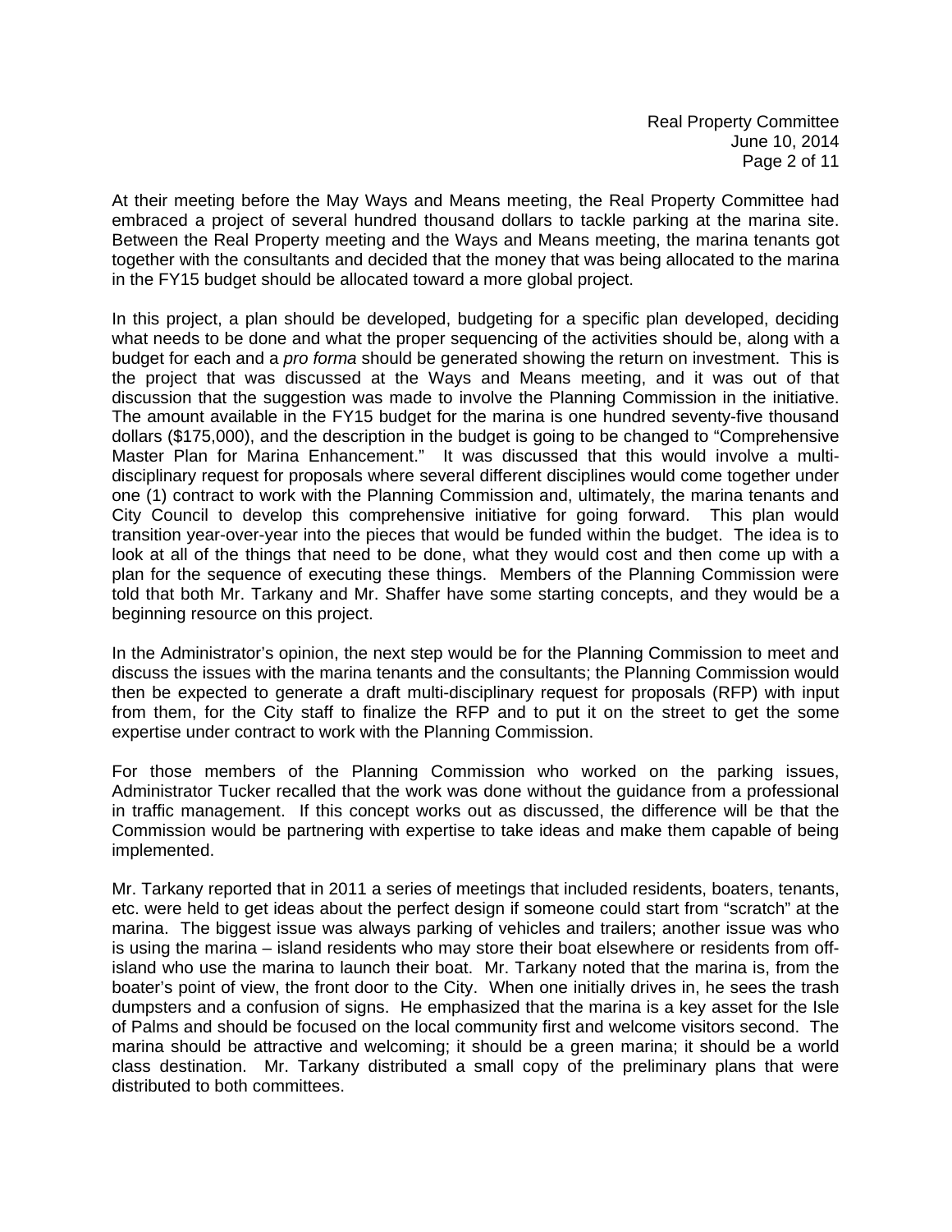At their meeting before the May Ways and Means meeting, the Real Property Committee had embraced a project of several hundred thousand dollars to tackle parking at the marina site. Between the Real Property meeting and the Ways and Means meeting, the marina tenants got together with the consultants and decided that the money that was being allocated to the marina in the FY15 budget should be allocated toward a more global project.

In this project, a plan should be developed, budgeting for a specific plan developed, deciding what needs to be done and what the proper sequencing of the activities should be, along with a budget for each and a *pro forma* should be generated showing the return on investment. This is the project that was discussed at the Ways and Means meeting, and it was out of that discussion that the suggestion was made to involve the Planning Commission in the initiative. The amount available in the FY15 budget for the marina is one hundred seventy-five thousand dollars ($175,000), and the description in the budget is going to be changed to "Comprehensive Master Plan for Marina Enhancement." It was discussed that this would involve a multi-disciplinary request for proposals where several different disciplines would come together under one (1) contract to work with the Planning Commission and, ultimately, the marina tenants and City Council to develop this comprehensive initiative for going forward. This plan would transition year-over-year into the pieces that would be funded within the budget. The idea is to look at all of the things that need to be done, what they would cost and then come up with a plan for the sequence of executing these things. Members of the Planning Commission were told that both Mr. Tarkany and Mr. Shaffer have some starting concepts, and they would be a beginning resource on this project.

In the Administrator's opinion, the next step would be for the Planning Commission to meet and discuss the issues with the marina tenants and the consultants; the Planning Commission would then be expected to generate a draft multi-disciplinary request for proposals (RFP) with input from them, for the City staff to finalize the RFP and to put it on the street to get the some expertise under contract to work with the Planning Commission.

For those members of the Planning Commission who worked on the parking issues, Administrator Tucker recalled that the work was done without the guidance from a professional in traffic management. If this concept works out as discussed, the difference will be that the Commission would be partnering with expertise to take ideas and make them capable of being implemented.

Mr. Tarkany reported that in 2011 a series of meetings that included residents, boaters, tenants, etc. were held to get ideas about the perfect design if someone could start from "scratch" at the marina. The biggest issue was always parking of vehicles and trailers; another issue was who is using the marina – island residents who may store their boat elsewhere or residents from off-island who use the marina to launch their boat. Mr. Tarkany noted that the marina is, from the boater's point of view, the front door to the City. When one initially drives in, he sees the trash dumpsters and a confusion of signs. He emphasized that the marina is a key asset for the Isle of Palms and should be focused on the local community first and welcome visitors second. The marina should be attractive and welcoming; it should be a green marina; it should be a world class destination. Mr. Tarkany distributed a small copy of the preliminary plans that were distributed to both committees.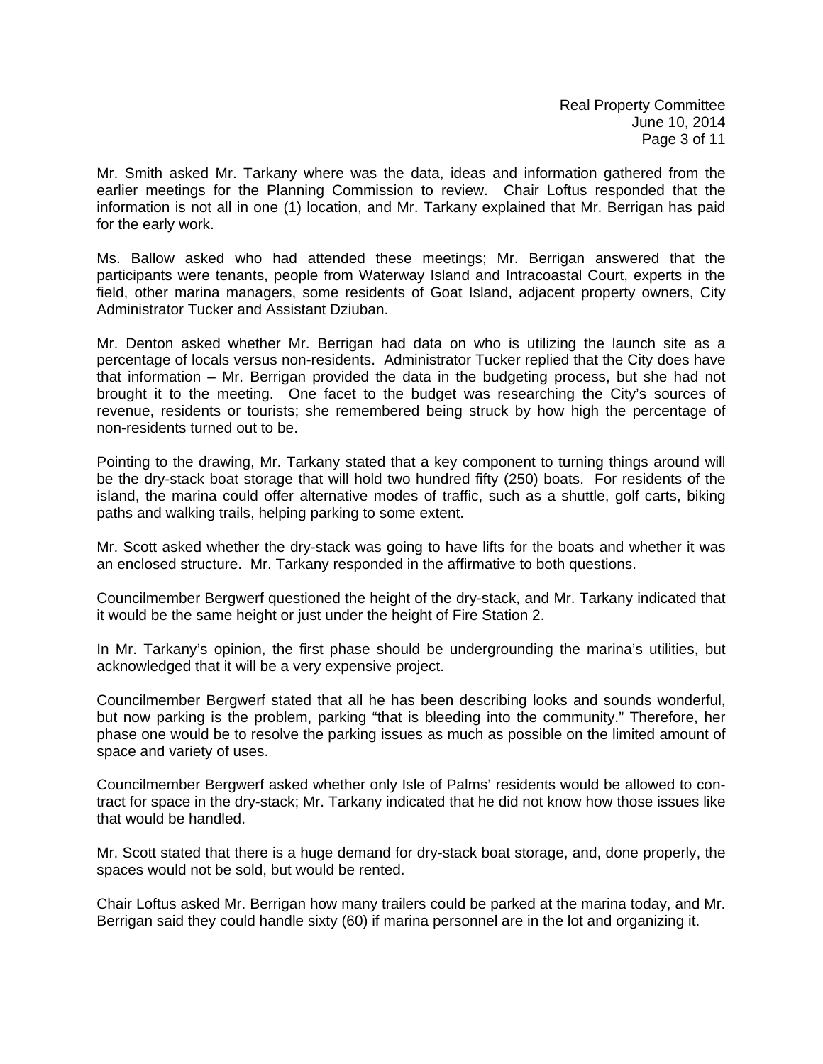Mr. Smith asked Mr. Tarkany where was the data, ideas and information gathered from the earlier meetings for the Planning Commission to review. Chair Loftus responded that the information is not all in one (1) location, and Mr. Tarkany explained that Mr. Berrigan has paid for the early work.

Ms. Ballow asked who had attended these meetings; Mr. Berrigan answered that the participants were tenants, people from Waterway Island and Intracoastal Court, experts in the field, other marina managers, some residents of Goat Island, adjacent property owners, City Administrator Tucker and Assistant Dziuban.

Mr. Denton asked whether Mr. Berrigan had data on who is utilizing the launch site as a percentage of locals versus non-residents. Administrator Tucker replied that the City does have that information – Mr. Berrigan provided the data in the budgeting process, but she had not brought it to the meeting. One facet to the budget was researching the City's sources of revenue, residents or tourists; she remembered being struck by how high the percentage of non-residents turned out to be.

Pointing to the drawing, Mr. Tarkany stated that a key component to turning things around will be the dry-stack boat storage that will hold two hundred fifty (250) boats. For residents of the island, the marina could offer alternative modes of traffic, such as a shuttle, golf carts, biking paths and walking trails, helping parking to some extent.

Mr. Scott asked whether the dry-stack was going to have lifts for the boats and whether it was an enclosed structure. Mr. Tarkany responded in the affirmative to both questions.

Councilmember Bergwerf questioned the height of the dry-stack, and Mr. Tarkany indicated that it would be the same height or just under the height of Fire Station 2.

In Mr. Tarkany's opinion, the first phase should be undergrounding the marina's utilities, but acknowledged that it will be a very expensive project.

Councilmember Bergwerf stated that all he has been describing looks and sounds wonderful, but now parking is the problem, parking "that is bleeding into the community." Therefore, her phase one would be to resolve the parking issues as much as possible on the limited amount of space and variety of uses.

Councilmember Bergwerf asked whether only Isle of Palms' residents would be allowed to contract for space in the dry-stack; Mr. Tarkany indicated that he did not know how those issues like that would be handled.

Mr. Scott stated that there is a huge demand for dry-stack boat storage, and, done properly, the spaces would not be sold, but would be rented.

Chair Loftus asked Mr. Berrigan how many trailers could be parked at the marina today, and Mr. Berrigan said they could handle sixty (60) if marina personnel are in the lot and organizing it.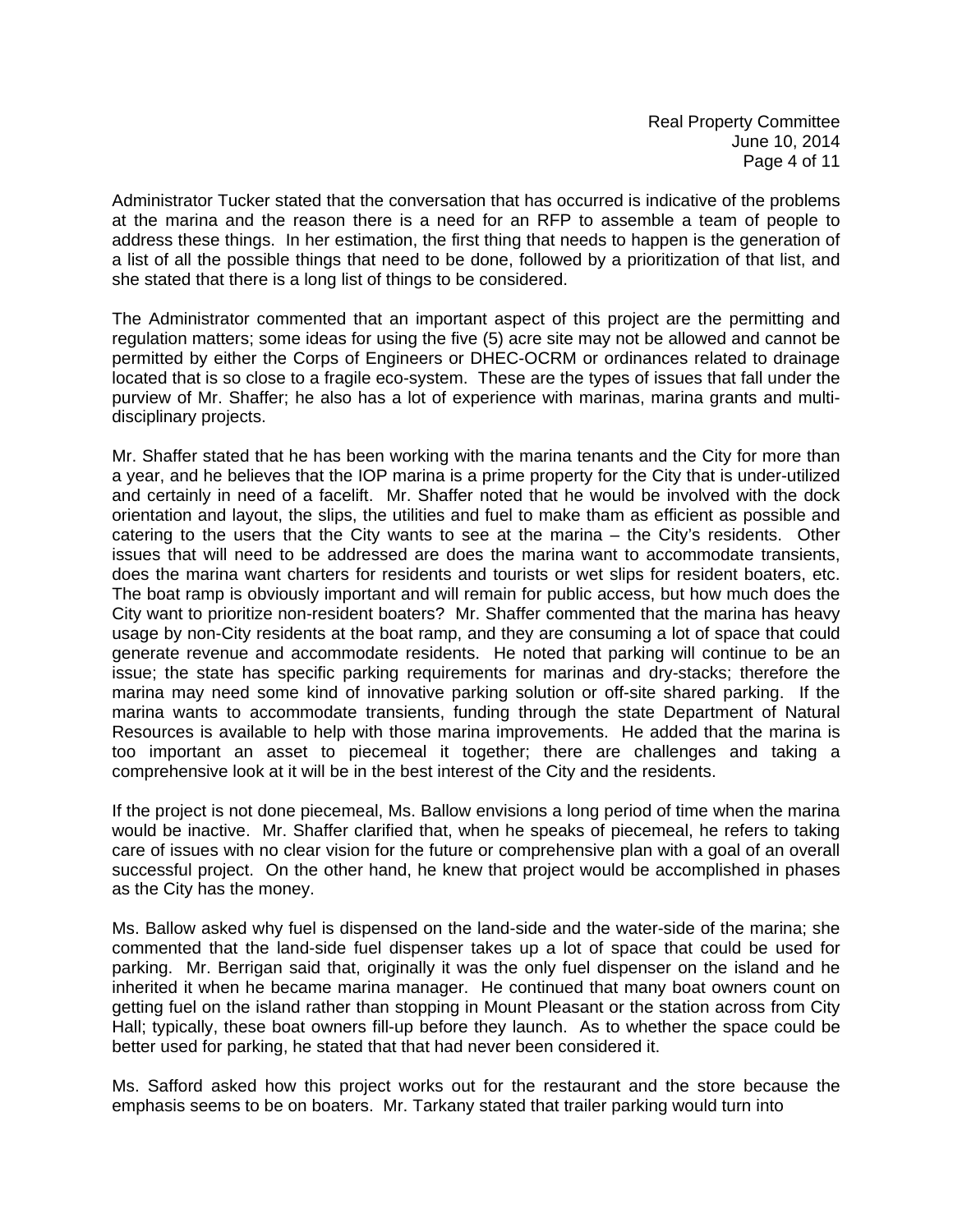Administrator Tucker stated that the conversation that has occurred is indicative of the problems at the marina and the reason there is a need for an RFP to assemble a team of people to address these things. In her estimation, the first thing that needs to happen is the generation of a list of all the possible things that need to be done, followed by a prioritization of that list, and she stated that there is a long list of things to be considered.

The Administrator commented that an important aspect of this project are the permitting and regulation matters; some ideas for using the five (5) acre site may not be allowed and cannot be permitted by either the Corps of Engineers or DHEC-OCRM or ordinances related to drainage located that is so close to a fragile eco-system. These are the types of issues that fall under the purview of Mr. Shaffer; he also has a lot of experience with marinas, marina grants and multi-disciplinary projects.

Mr. Shaffer stated that he has been working with the marina tenants and the City for more than a year, and he believes that the IOP marina is a prime property for the City that is under-utilized and certainly in need of a facelift. Mr. Shaffer noted that he would be involved with the dock orientation and layout, the slips, the utilities and fuel to make tham as efficient as possible and catering to the users that the City wants to see at the marina – the City's residents. Other issues that will need to be addressed are does the marina want to accommodate transients, does the marina want charters for residents and tourists or wet slips for resident boaters, etc. The boat ramp is obviously important and will remain for public access, but how much does the City want to prioritize non-resident boaters? Mr. Shaffer commented that the marina has heavy usage by non-City residents at the boat ramp, and they are consuming a lot of space that could generate revenue and accommodate residents. He noted that parking will continue to be an issue; the state has specific parking requirements for marinas and dry-stacks; therefore the marina may need some kind of innovative parking solution or off-site shared parking. If the marina wants to accommodate transients, funding through the state Department of Natural Resources is available to help with those marina improvements. He added that the marina is too important an asset to piecemeal it together; there are challenges and taking a comprehensive look at it will be in the best interest of the City and the residents.

If the project is not done piecemeal, Ms. Ballow envisions a long period of time when the marina would be inactive. Mr. Shaffer clarified that, when he speaks of piecemeal, he refers to taking care of issues with no clear vision for the future or comprehensive plan with a goal of an overall successful project. On the other hand, he knew that project would be accomplished in phases as the City has the money.

Ms. Ballow asked why fuel is dispensed on the land-side and the water-side of the marina; she commented that the land-side fuel dispenser takes up a lot of space that could be used for parking. Mr. Berrigan said that, originally it was the only fuel dispenser on the island and he inherited it when he became marina manager. He continued that many boat owners count on getting fuel on the island rather than stopping in Mount Pleasant or the station across from City Hall; typically, these boat owners fill-up before they launch. As to whether the space could be better used for parking, he stated that that had never been considered it.

Ms. Safford asked how this project works out for the restaurant and the store because the emphasis seems to be on boaters. Mr. Tarkany stated that trailer parking would turn into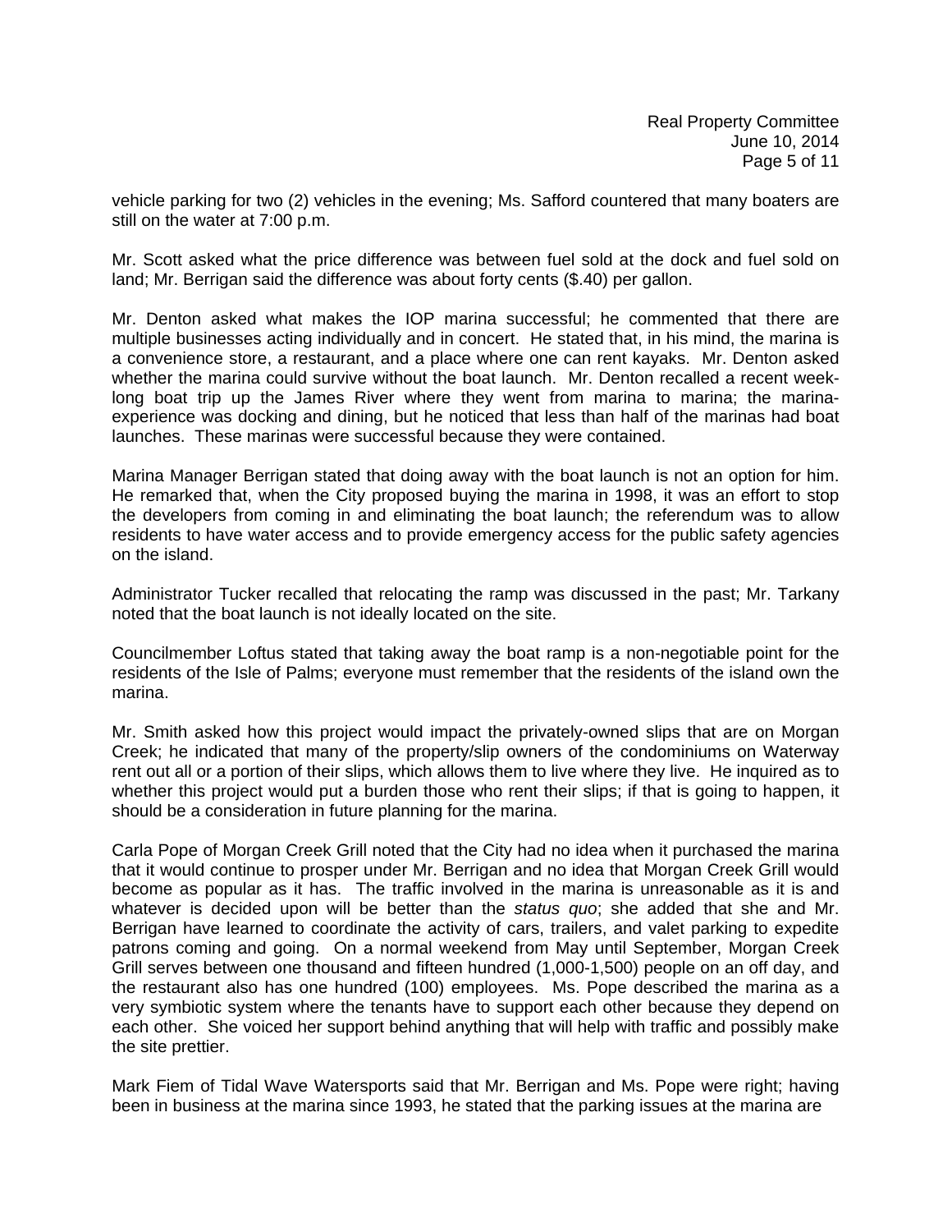vehicle parking for two (2) vehicles in the evening; Ms. Safford countered that many boaters are still on the water at 7:00 p.m.

Mr. Scott asked what the price difference was between fuel sold at the dock and fuel sold on land; Mr. Berrigan said the difference was about forty cents ($.40) per gallon.

Mr. Denton asked what makes the IOP marina successful; he commented that there are multiple businesses acting individually and in concert. He stated that, in his mind, the marina is a convenience store, a restaurant, and a place where one can rent kayaks. Mr. Denton asked whether the marina could survive without the boat launch. Mr. Denton recalled a recent week-long boat trip up the James River where they went from marina to marina; the marina-experience was docking and dining, but he noticed that less than half of the marinas had boat launches. These marinas were successful because they were contained.

Marina Manager Berrigan stated that doing away with the boat launch is not an option for him. He remarked that, when the City proposed buying the marina in 1998, it was an effort to stop the developers from coming in and eliminating the boat launch; the referendum was to allow residents to have water access and to provide emergency access for the public safety agencies on the island.

Administrator Tucker recalled that relocating the ramp was discussed in the past; Mr. Tarkany noted that the boat launch is not ideally located on the site.

Councilmember Loftus stated that taking away the boat ramp is a non-negotiable point for the residents of the Isle of Palms; everyone must remember that the residents of the island own the marina.

Mr. Smith asked how this project would impact the privately-owned slips that are on Morgan Creek; he indicated that many of the property/slip owners of the condominiums on Waterway rent out all or a portion of their slips, which allows them to live where they live. He inquired as to whether this project would put a burden those who rent their slips; if that is going to happen, it should be a consideration in future planning for the marina.

Carla Pope of Morgan Creek Grill noted that the City had no idea when it purchased the marina that it would continue to prosper under Mr. Berrigan and no idea that Morgan Creek Grill would become as popular as it has. The traffic involved in the marina is unreasonable as it is and whatever is decided upon will be better than the *status quo*; she added that she and Mr. Berrigan have learned to coordinate the activity of cars, trailers, and valet parking to expedite patrons coming and going. On a normal weekend from May until September, Morgan Creek Grill serves between one thousand and fifteen hundred (1,000-1,500) people on an off day, and the restaurant also has one hundred (100) employees. Ms. Pope described the marina as a very symbiotic system where the tenants have to support each other because they depend on each other. She voiced her support behind anything that will help with traffic and possibly make the site prettier.

Mark Fiem of Tidal Wave Watersports said that Mr. Berrigan and Ms. Pope were right; having been in business at the marina since 1993, he stated that the parking issues at the marina are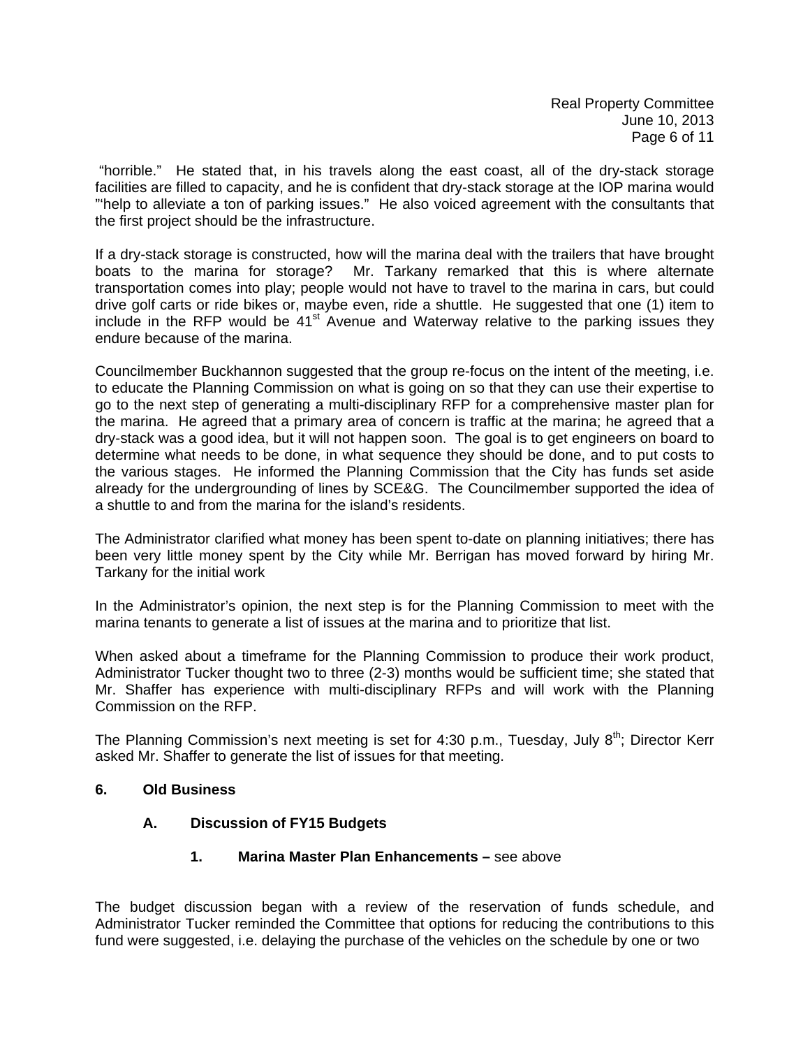"horrible." He stated that, in his travels along the east coast, all of the dry-stack storage facilities are filled to capacity, and he is confident that dry-stack storage at the IOP marina would "'help to alleviate a ton of parking issues." He also voiced agreement with the consultants that the first project should be the infrastructure.

If a dry-stack storage is constructed, how will the marina deal with the trailers that have brought boats to the marina for storage? Mr. Tarkany remarked that this is where alternate transportation comes into play; people would not have to travel to the marina in cars, but could drive golf carts or ride bikes or, maybe even, ride a shuttle. He suggested that one (1) item to include in the RFP would be 41st Avenue and Waterway relative to the parking issues they endure because of the marina.

Councilmember Buckhannon suggested that the group re-focus on the intent of the meeting, i.e. to educate the Planning Commission on what is going on so that they can use their expertise to go to the next step of generating a multi-disciplinary RFP for a comprehensive master plan for the marina. He agreed that a primary area of concern is traffic at the marina; he agreed that a dry-stack was a good idea, but it will not happen soon. The goal is to get engineers on board to determine what needs to be done, in what sequence they should be done, and to put costs to the various stages. He informed the Planning Commission that the City has funds set aside already for the undergrounding of lines by SCE&G. The Councilmember supported the idea of a shuttle to and from the marina for the island's residents.

The Administrator clarified what money has been spent to-date on planning initiatives; there has been very little money spent by the City while Mr. Berrigan has moved forward by hiring Mr. Tarkany for the initial work

In the Administrator's opinion, the next step is for the Planning Commission to meet with the marina tenants to generate a list of issues at the marina and to prioritize that list.

When asked about a timeframe for the Planning Commission to produce their work product, Administrator Tucker thought two to three (2-3) months would be sufficient time; she stated that Mr. Shaffer has experience with multi-disciplinary RFPs and will work with the Planning Commission on the RFP.

The Planning Commission's next meeting is set for 4:30 p.m., Tuesday, July 8th; Director Kerr asked Mr. Shaffer to generate the list of issues for that meeting.

**6. Old Business**

**A. Discussion of FY15 Budgets**

**1. Marina Master Plan Enhancements –** see above

The budget discussion began with a review of the reservation of funds schedule, and Administrator Tucker reminded the Committee that options for reducing the contributions to this fund were suggested, i.e. delaying the purchase of the vehicles on the schedule by one or two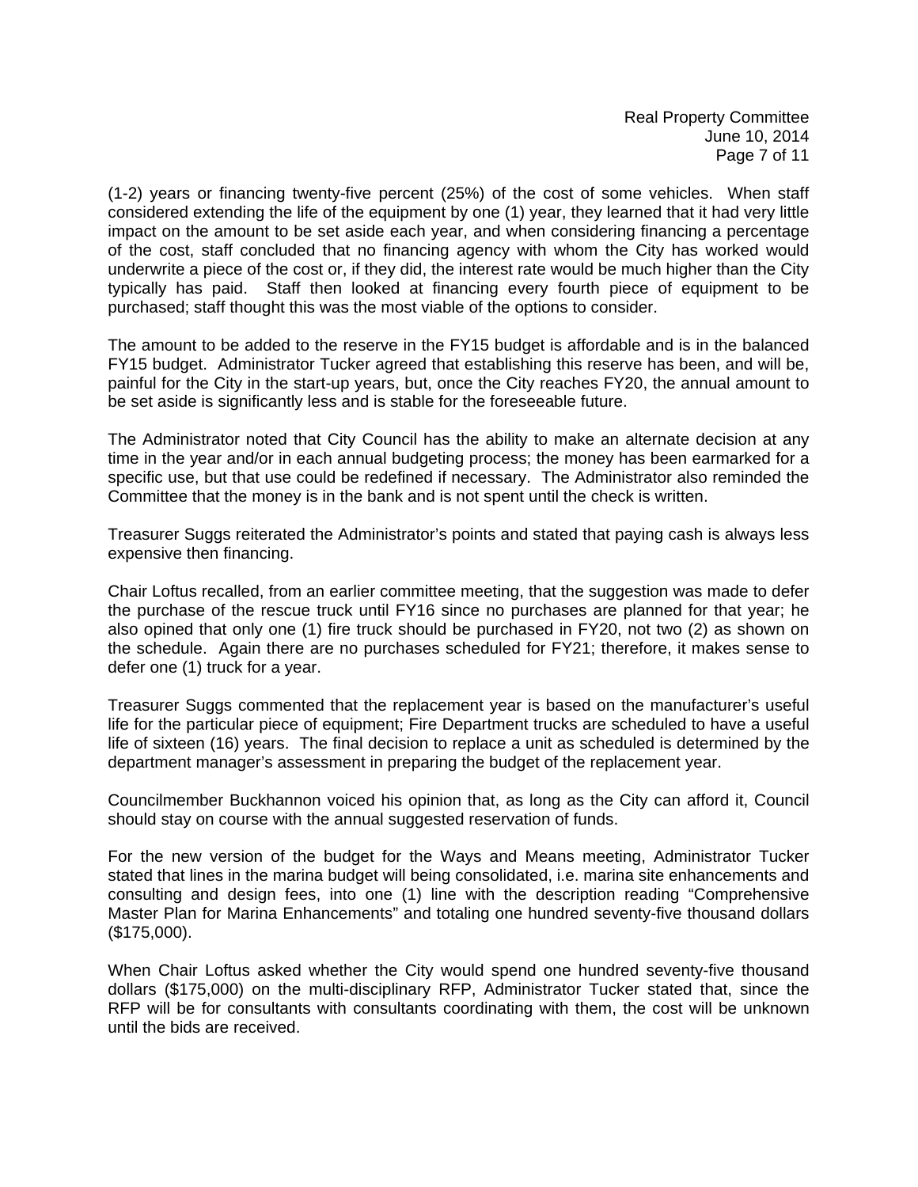(1-2) years or financing twenty-five percent (25%) of the cost of some vehicles. When staff considered extending the life of the equipment by one (1) year, they learned that it had very little impact on the amount to be set aside each year, and when considering financing a percentage of the cost, staff concluded that no financing agency with whom the City has worked would underwrite a piece of the cost or, if they did, the interest rate would be much higher than the City typically has paid. Staff then looked at financing every fourth piece of equipment to be purchased; staff thought this was the most viable of the options to consider.

The amount to be added to the reserve in the FY15 budget is affordable and is in the balanced FY15 budget. Administrator Tucker agreed that establishing this reserve has been, and will be, painful for the City in the start-up years, but, once the City reaches FY20, the annual amount to be set aside is significantly less and is stable for the foreseeable future.

The Administrator noted that City Council has the ability to make an alternate decision at any time in the year and/or in each annual budgeting process; the money has been earmarked for a specific use, but that use could be redefined if necessary. The Administrator also reminded the Committee that the money is in the bank and is not spent until the check is written.

Treasurer Suggs reiterated the Administrator's points and stated that paying cash is always less expensive then financing.

Chair Loftus recalled, from an earlier committee meeting, that the suggestion was made to defer the purchase of the rescue truck until FY16 since no purchases are planned for that year; he also opined that only one (1) fire truck should be purchased in FY20, not two (2) as shown on the schedule. Again there are no purchases scheduled for FY21; therefore, it makes sense to defer one (1) truck for a year.

Treasurer Suggs commented that the replacement year is based on the manufacturer's useful life for the particular piece of equipment; Fire Department trucks are scheduled to have a useful life of sixteen (16) years. The final decision to replace a unit as scheduled is determined by the department manager's assessment in preparing the budget of the replacement year.

Councilmember Buckhannon voiced his opinion that, as long as the City can afford it, Council should stay on course with the annual suggested reservation of funds.

For the new version of the budget for the Ways and Means meeting, Administrator Tucker stated that lines in the marina budget will being consolidated, i.e. marina site enhancements and consulting and design fees, into one (1) line with the description reading "Comprehensive Master Plan for Marina Enhancements" and totaling one hundred seventy-five thousand dollars ($175,000).

When Chair Loftus asked whether the City would spend one hundred seventy-five thousand dollars ($175,000) on the multi-disciplinary RFP, Administrator Tucker stated that, since the RFP will be for consultants with consultants coordinating with them, the cost will be unknown until the bids are received.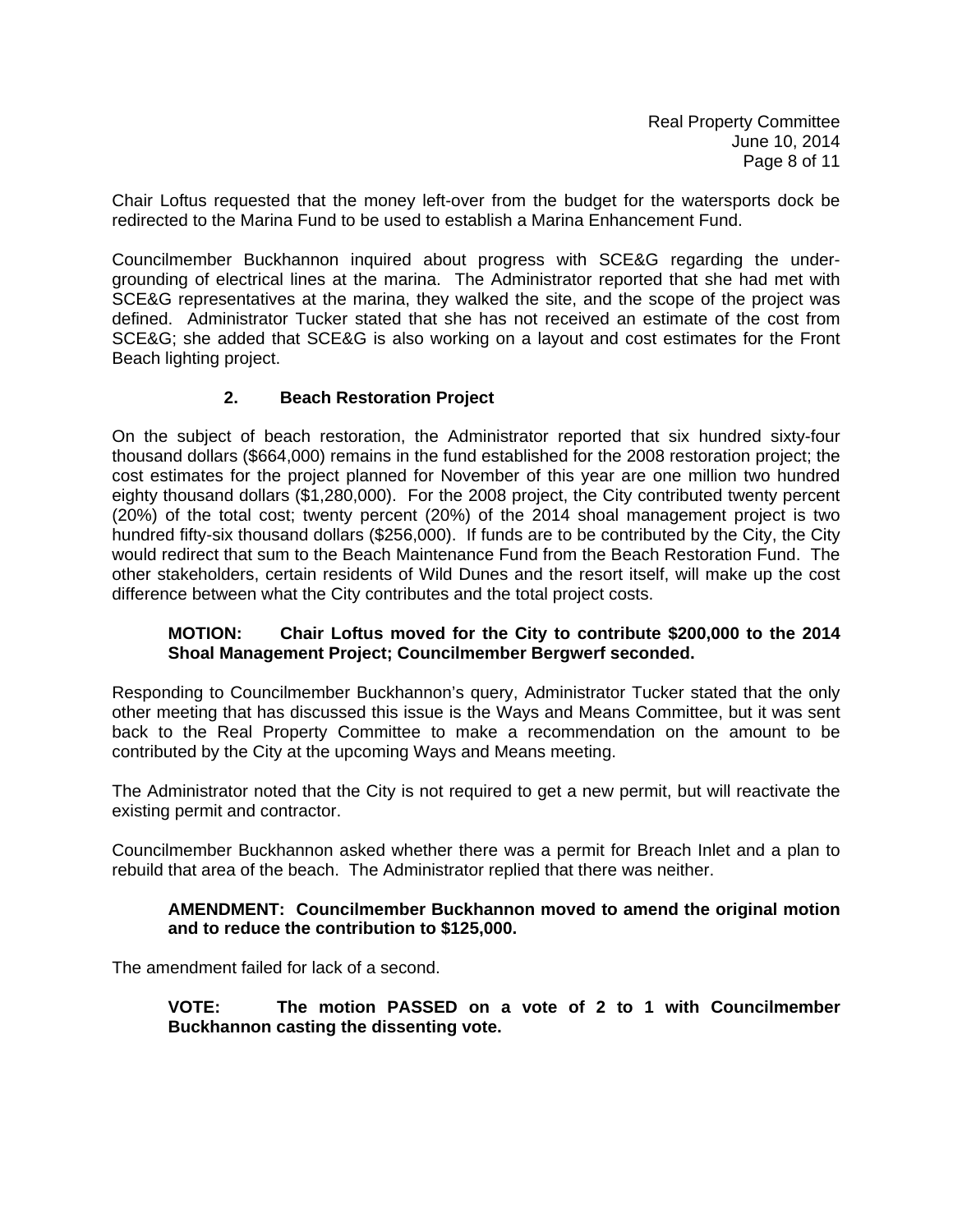Chair Loftus requested that the money left-over from the budget for the watersports dock be redirected to the Marina Fund to be used to establish a Marina Enhancement Fund.

Councilmember Buckhannon inquired about progress with SCE&G regarding the undergrounding of electrical lines at the marina. The Administrator reported that she had met with SCE&G representatives at the marina, they walked the site, and the scope of the project was defined. Administrator Tucker stated that she has not received an estimate of the cost from SCE&G; she added that SCE&G is also working on a layout and cost estimates for the Front Beach lighting project.

### 2. Beach Restoration Project

On the subject of beach restoration, the Administrator reported that six hundred sixty-four thousand dollars ($664,000) remains in the fund established for the 2008 restoration project; the cost estimates for the project planned for November of this year are one million two hundred eighty thousand dollars ($1,280,000). For the 2008 project, the City contributed twenty percent (20%) of the total cost; twenty percent (20%) of the 2014 shoal management project is two hundred fifty-six thousand dollars ($256,000). If funds are to be contributed by the City, the City would redirect that sum to the Beach Maintenance Fund from the Beach Restoration Fund. The other stakeholders, certain residents of Wild Dunes and the resort itself, will make up the cost difference between what the City contributes and the total project costs.

> **MOTION: Chair Loftus moved for the City to contribute $200,000 to the 2014 Shoal Management Project; Councilmember Bergwerf seconded.**

Responding to Councilmember Buckhannon's query, Administrator Tucker stated that the only other meeting that has discussed this issue is the Ways and Means Committee, but it was sent back to the Real Property Committee to make a recommendation on the amount to be contributed by the City at the upcoming Ways and Means meeting.

The Administrator noted that the City is not required to get a new permit, but will reactivate the existing permit and contractor.

Councilmember Buckhannon asked whether there was a permit for Breach Inlet and a plan to rebuild that area of the beach. The Administrator replied that there was neither.

> **AMENDMENT: Councilmember Buckhannon moved to amend the original motion and to reduce the contribution to $125,000.**

The amendment failed for lack of a second.

> **VOTE: The motion PASSED on a vote of 2 to 1 with Councilmember Buckhannon casting the dissenting vote.**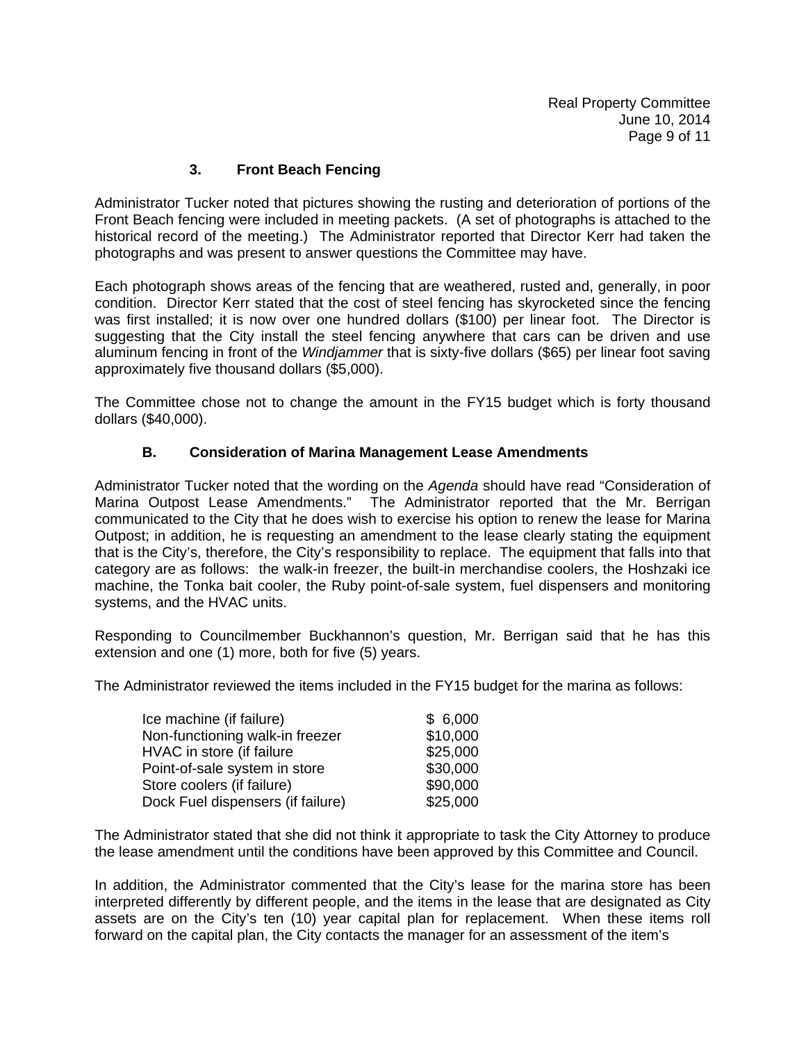### 3. Front Beach Fencing

Administrator Tucker noted that pictures showing the rusting and deterioration of portions of the Front Beach fencing were included in meeting packets. (A set of photographs is attached to the historical record of the meeting.) The Administrator reported that Director Kerr had taken the photographs and was present to answer questions the Committee may have.

Each photograph shows areas of the fencing that are weathered, rusted and, generally, in poor condition. Director Kerr stated that the cost of steel fencing has skyrocketed since the fencing was first installed; it is now over one hundred dollars ($100) per linear foot. The Director is suggesting that the City install the steel fencing anywhere that cars can be driven and use aluminum fencing in front of the *Windjammer* that is sixty-five dollars ($65) per linear foot saving approximately five thousand dollars ($5,000).

The Committee chose not to change the amount in the FY15 budget which is forty thousand dollars ($40,000).

### B. Consideration of Marina Management Lease Amendments

Administrator Tucker noted that the wording on the *Agenda* should have read "Consideration of Marina Outpost Lease Amendments." The Administrator reported that the Mr. Berrigan communicated to the City that he does wish to exercise his option to renew the lease for Marina Outpost; in addition, he is requesting an amendment to the lease clearly stating the equipment that is the City's, therefore, the City's responsibility to replace. The equipment that falls into that category are as follows: the walk-in freezer, the built-in merchandise coolers, the Hoshzaki ice machine, the Tonka bait cooler, the Ruby point-of-sale system, fuel dispensers and monitoring systems, and the HVAC units.

Responding to Councilmember Buckhannon's question, Mr. Berrigan said that he has this extension and one (1) more, both for five (5) years.

The Administrator reviewed the items included in the FY15 budget for the marina as follows:

| | |
|---|---|
| Ice machine (if failure) | $ 6,000 |
| Non-functioning walk-in freezer | $10,000 |
| HVAC in store (if failure | $25,000 |
| Point-of-sale system in store | $30,000 |
| Store coolers (if failure) | $90,000 |
| Dock Fuel dispensers (if failure) | $25,000 |

The Administrator stated that she did not think it appropriate to task the City Attorney to produce the lease amendment until the conditions have been approved by this Committee and Council.

In addition, the Administrator commented that the City's lease for the marina store has been interpreted differently by different people, and the items in the lease that are designated as City assets are on the City's ten (10) year capital plan for replacement. When these items roll forward on the capital plan, the City contacts the manager for an assessment of the item's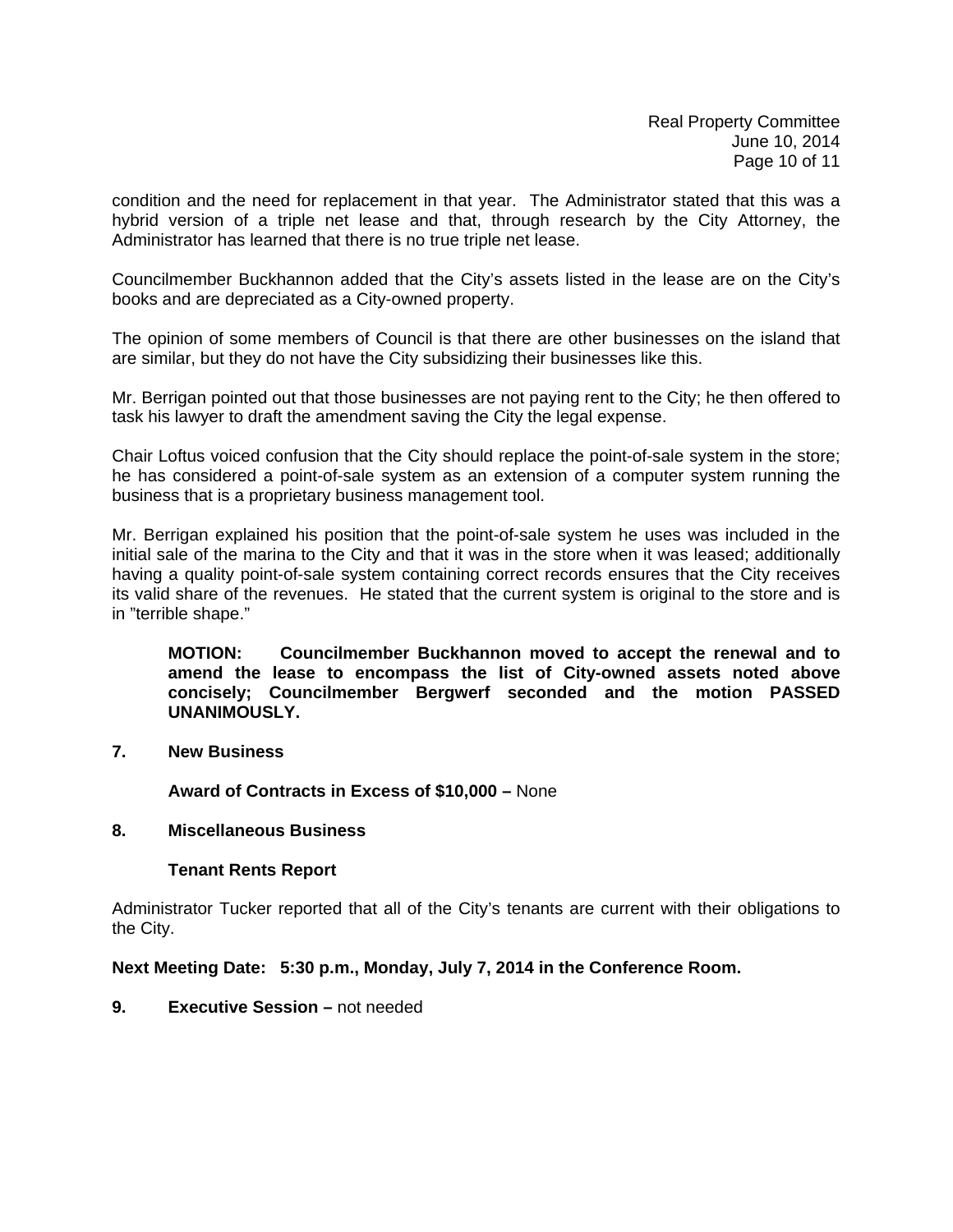condition and the need for replacement in that year. The Administrator stated that this was a hybrid version of a triple net lease and that, through research by the City Attorney, the Administrator has learned that there is no true triple net lease.

Councilmember Buckhannon added that the City's assets listed in the lease are on the City's books and are depreciated as a City-owned property.

The opinion of some members of Council is that there are other businesses on the island that are similar, but they do not have the City subsidizing their businesses like this.

Mr. Berrigan pointed out that those businesses are not paying rent to the City; he then offered to task his lawyer to draft the amendment saving the City the legal expense.

Chair Loftus voiced confusion that the City should replace the point-of-sale system in the store; he has considered a point-of-sale system as an extension of a computer system running the business that is a proprietary business management tool.

Mr. Berrigan explained his position that the point-of-sale system he uses was included in the initial sale of the marina to the City and that it was in the store when it was leased; additionally having a quality point-of-sale system containing correct records ensures that the City receives its valid share of the revenues. He stated that the current system is original to the store and is in "terrible shape."

> **MOTION: Councilmember Buckhannon moved to accept the renewal and to amend the lease to encompass the list of City-owned assets noted above concisely; Councilmember Bergwerf seconded and the motion PASSED UNANIMOUSLY.**

**7. New Business**

**Award of Contracts in Excess of $10,000 –** None

**8. Miscellaneous Business**

**Tenant Rents Report**

Administrator Tucker reported that all of the City's tenants are current with their obligations to the City.

**Next Meeting Date: 5:30 p.m., Monday, July 7, 2014 in the Conference Room.**

**9. Executive Session –** not needed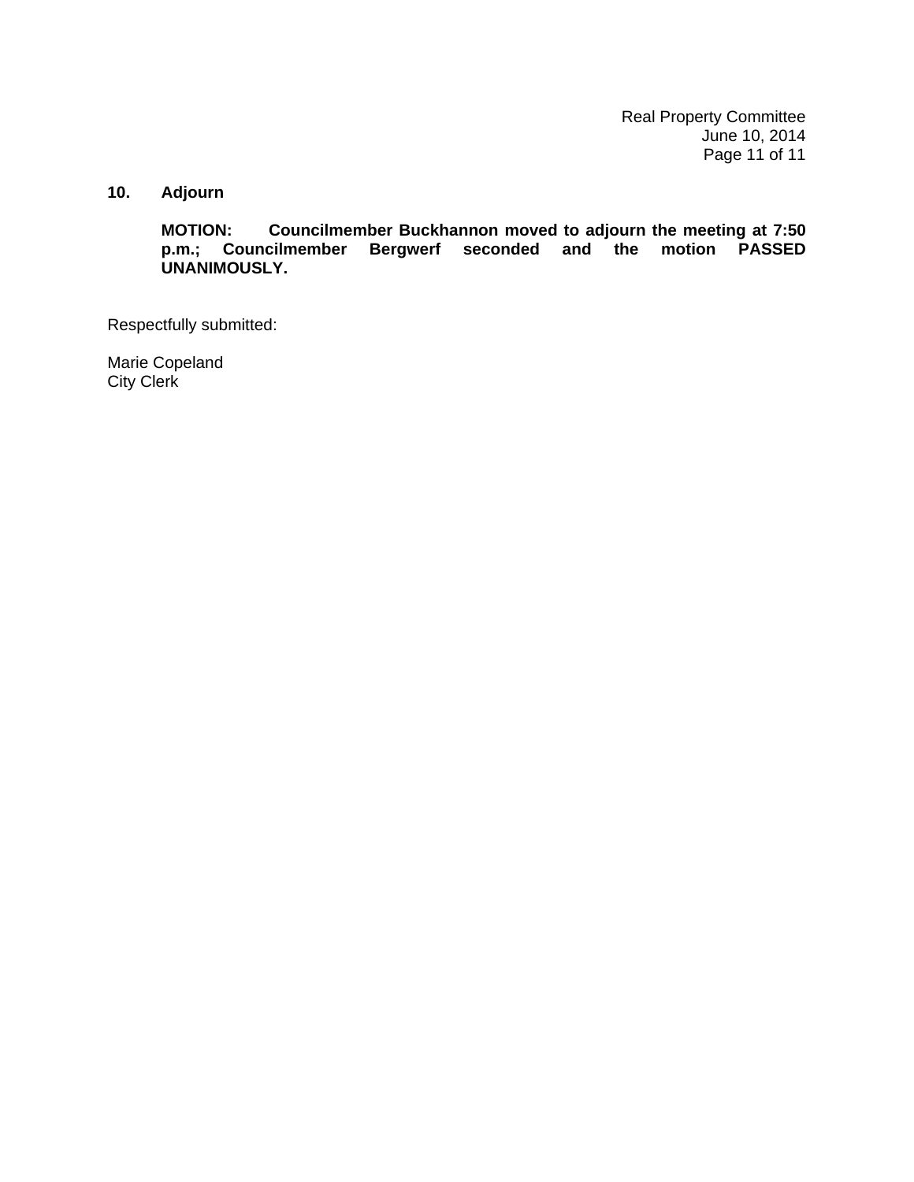**10. Adjourn**

**MOTION: Councilmember Buckhannon moved to adjourn the meeting at 7:50 p.m.; Councilmember Bergwerf seconded and the motion PASSED UNANIMOUSLY.**

Respectfully submitted:

Marie Copeland
City Clerk